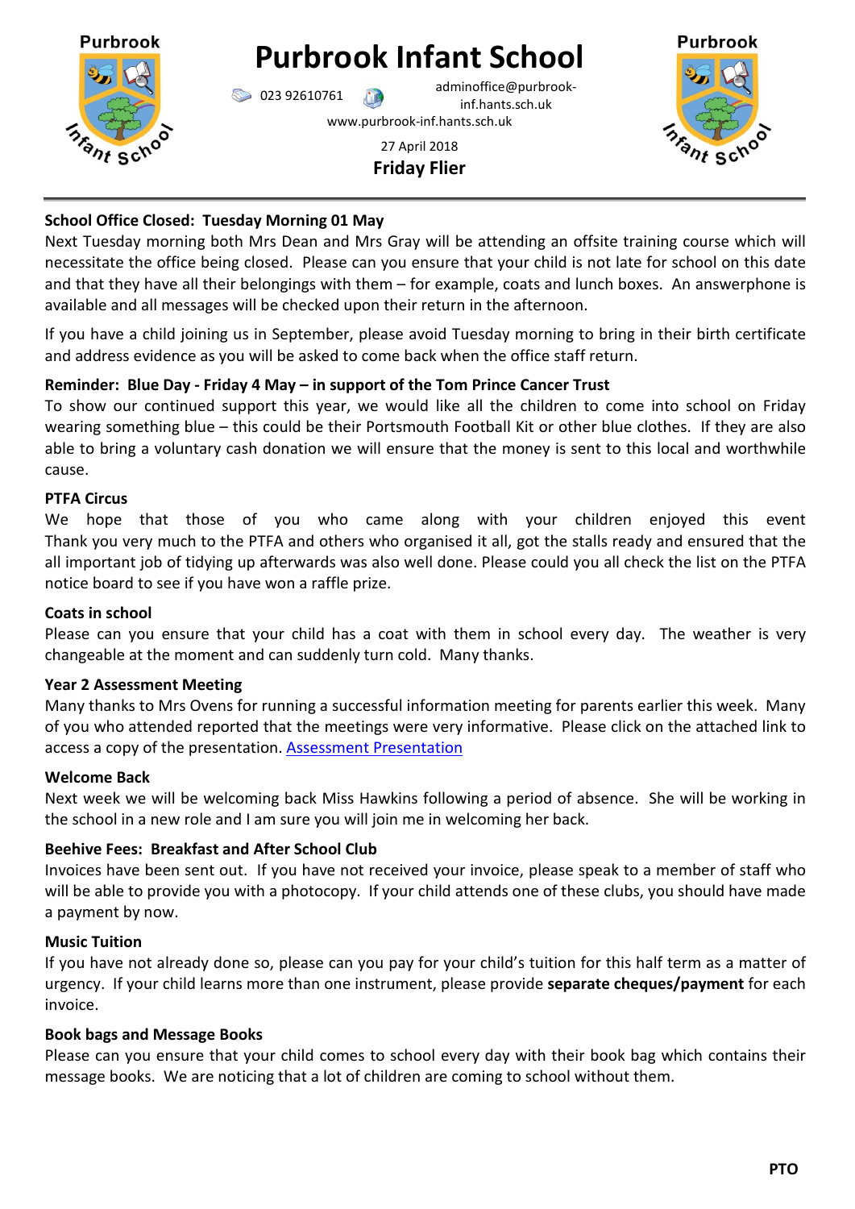# Purbrook Infant School

023 92610761 adminoffice@purbrook-inf.hants.sch.uk

www.purbrook-inf.hants.sch.uk

27 April 2018

**Friday Flier**

### School Office Closed: Tuesday Morning 01 May

Next Tuesday morning both Mrs Dean and Mrs Gray will be attending an offsite training course which will necessitate the office being closed. Please can you ensure that your child is not late for school on this date and that they have all their belongings with them – for example, coats and lunch boxes. An answerphone is available and all messages will be checked upon their return in the afternoon.

If you have a child joining us in September, please avoid Tuesday morning to bring in their birth certificate and address evidence as you will be asked to come back when the office staff return.

### Reminder: Blue Day - Friday 4 May – in support of the Tom Prince Cancer Trust

To show our continued support this year, we would like all the children to come into school on Friday wearing something blue – this could be their Portsmouth Football Kit or other blue clothes. If they are also able to bring a voluntary cash donation we will ensure that the money is sent to this local and worthwhile cause.

### PTFA Circus

We hope that those of you who came along with your children enjoyed this event Thank you very much to the PTFA and others who organised it all, got the stalls ready and ensured that the all important job of tidying up afterwards was also well done. Please could you all check the list on the PTFA notice board to see if you have won a raffle prize.

### Coats in school

Please can you ensure that your child has a coat with them in school every day. The weather is very changeable at the moment and can suddenly turn cold. Many thanks.

### Year 2 Assessment Meeting

Many thanks to Mrs Ovens for running a successful information meeting for parents earlier this week. Many of you who attended reported that the meetings were very informative. Please click on the attached link to access a copy of the presentation. Assessment Presentation

### Welcome Back

Next week we will be welcoming back Miss Hawkins following a period of absence. She will be working in the school in a new role and I am sure you will join me in welcoming her back.

### Beehive Fees: Breakfast and After School Club

Invoices have been sent out. If you have not received your invoice, please speak to a member of staff who will be able to provide you with a photocopy. If your child attends one of these clubs, you should have made a payment by now.

### Music Tuition

If you have not already done so, please can you pay for your child's tuition for this half term as a matter of urgency. If your child learns more than one instrument, please provide **separate cheques/payment** for each invoice.

### Book bags and Message Books

Please can you ensure that your child comes to school every day with their book bag which contains their message books. We are noticing that a lot of children are coming to school without them.

**PTO**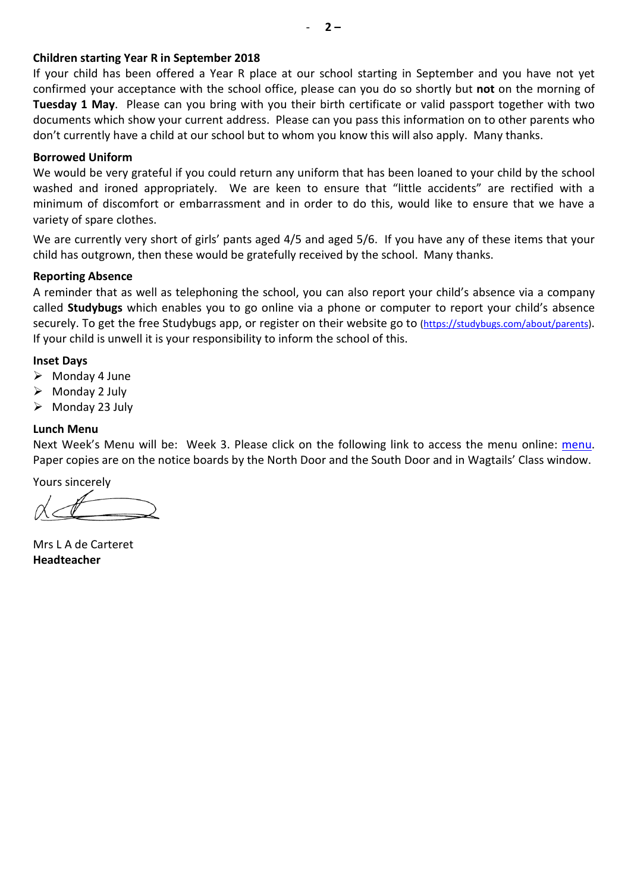**Children starting Year R in September 2018**

If your child has been offered a Year R place at our school starting in September and you have not yet confirmed your acceptance with the school office, please can you do so shortly but **not** on the morning of **Tuesday 1 May**. Please can you bring with you their birth certificate or valid passport together with two documents which show your current address. Please can you pass this information on to other parents who don't currently have a child at our school but to whom you know this will also apply. Many thanks.

**Borrowed Uniform**

We would be very grateful if you could return any uniform that has been loaned to your child by the school washed and ironed appropriately. We are keen to ensure that "little accidents" are rectified with a minimum of discomfort or embarrassment and in order to do this, would like to ensure that we have a variety of spare clothes.

We are currently very short of girls' pants aged 4/5 and aged 5/6. If you have any of these items that your child has outgrown, then these would be gratefully received by the school. Many thanks.

**Reporting Absence**

A reminder that as well as telephoning the school, you can also report your child's absence via a company called **Studybugs** which enables you to go online via a phone or computer to report your child's absence securely. To get the free Studybugs app, or register on their website go to (https://studybugs.com/about/parents). If your child is unwell it is your responsibility to inform the school of this.

**Inset Days**

- Monday 4 June
- Monday 2 July
- Monday 23 July

**Lunch Menu**

Next Week's Menu will be: Week 3. Please click on the following link to access the menu online: menu. Paper copies are on the notice boards by the North Door and the South Door and in Wagtails' Class window.

Yours sincerely

Mrs L A de Carteret
**Headteacher**